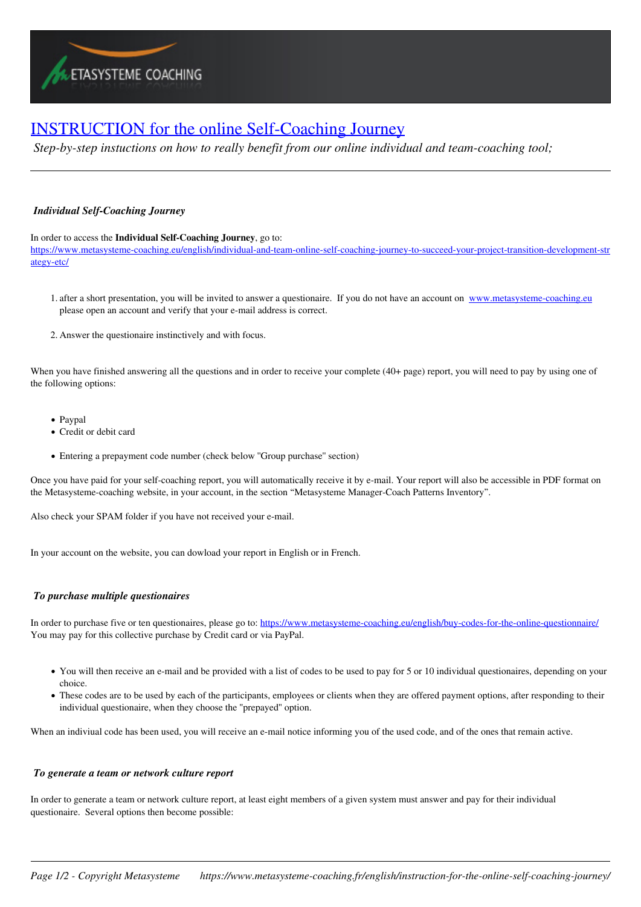# [INSTRUCTION for the online Self-Coaching Journey](https://www.metasysteme-coaching.fr/english/instruction-for-the-online-self-coaching-journey/)

*Step-by-step instuctions on how to really benefit from our online individual and team-coaching tool;*

---

### *Individual Self-Coaching Journey*

In order to access the **Individual Self-Coaching Journey**, go to: https://www.metasysteme-coaching.eu/english/individual-and-team-online-self-coaching-journey-to-succeed-your-project-transition-development-strategy-etc/

1. after a short presentation, you will be invited to answer a questionaire. If you do not have an account on www.metasysteme-coaching.eu please open an account and verify that your e-mail address is correct.
2. Answer the questionaire instinctively and with focus.

When you have finished answering all the questions and in order to receive your complete (40+ page) report, you will need to pay by using one of the following options:

- Paypal
- Credit or debit card
- Entering a prepayment code number (check below "Group purchase" section)

Once you have paid for your self-coaching report, you will automatically receive it by e-mail. Your report will also be accessible in PDF format on the Metasysteme-coaching website, in your account, in the section "Metasysteme Manager-Coach Patterns Inventory".

Also check your SPAM folder if you have not received your e-mail.

In your account on the website, you can dowload your report in English or in French.

### *To purchase multiple questionaires*

In order to purchase five or ten questionaires, please go to: https://www.metasysteme-coaching.eu/english/buy-codes-for-the-online-questionnaire/
You may pay for this collective purchase by Credit card or via PayPal.

- You will then receive an e-mail and be provided with a list of codes to be used to pay for 5 or 10 individual questionaires, depending on your choice.
- These codes are to be used by each of the participants, employees or clients when they are offered payment options, after responding to their individual questionaire, when they choose the "prepayed" option.

When an indiviual code has been used, you will receive an e-mail notice informing you of the used code, and of the ones that remain active.

### *To generate a team or network culture report*

In order to generate a team or network culture report, at least eight members of a given system must answer and pay for their individual questionaire. Several options then become possible: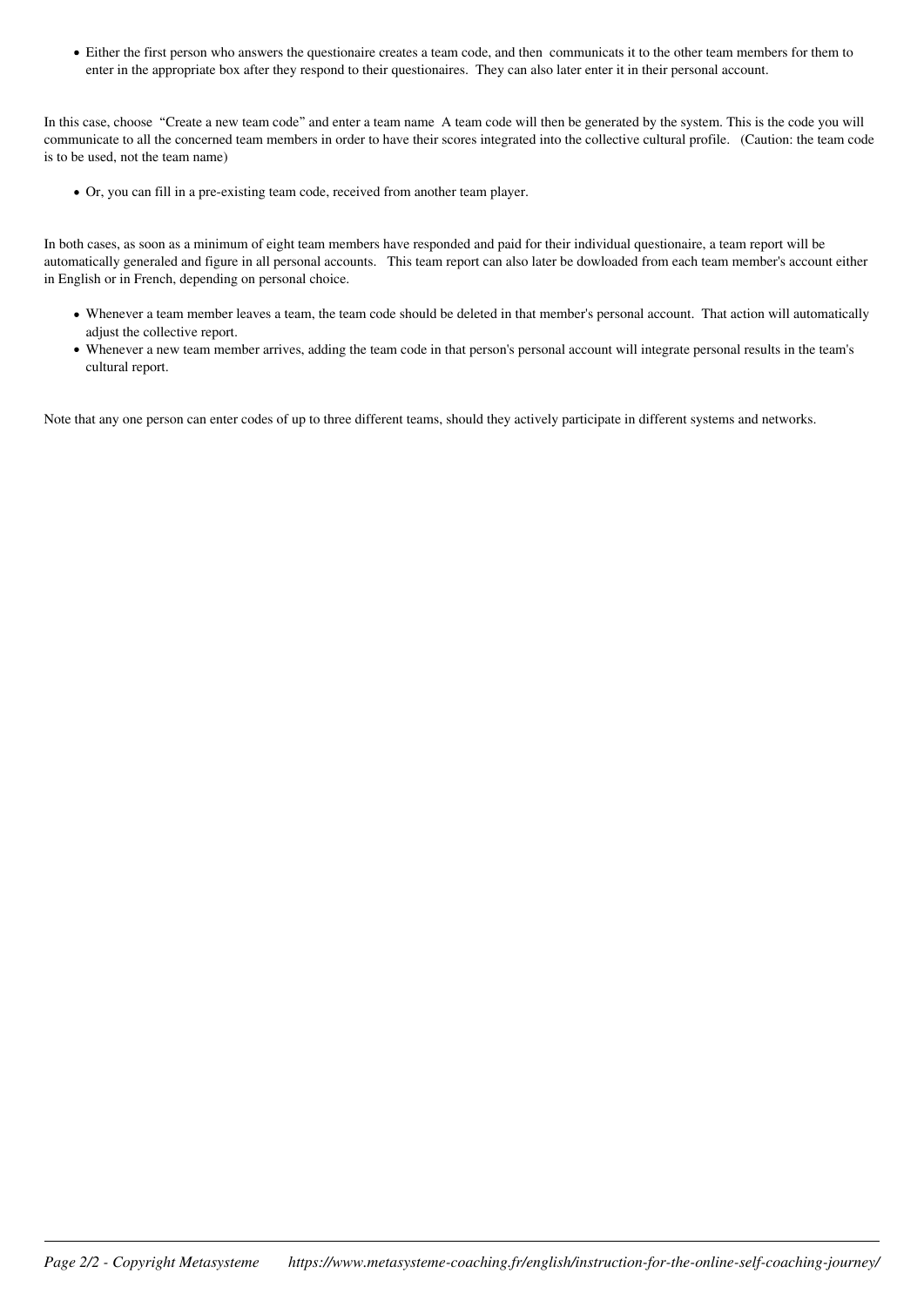- Either the first person who answers the questionaire creates a team code, and then communicats it to the other team members for them to enter in the appropriate box after they respond to their questionaires. They can also later enter it in their personal account.

In this case, choose "Create a new team code" and enter a team name A team code will then be generated by the system. This is the code you will communicate to all the concerned team members in order to have their scores integrated into the collective cultural profile. (Caution: the team code is to be used, not the team name)

- Or, you can fill in a pre-existing team code, received from another team player.

In both cases, as soon as a minimum of eight team members have responded and paid for their individual questionaire, a team report will be automatically generaled and figure in all personal accounts. This team report can also later be dowloaded from each team member's account either in English or in French, depending on personal choice.

- Whenever a team member leaves a team, the team code should be deleted in that member's personal account. That action will automatically adjust the collective report.
- Whenever a new team member arrives, adding the team code in that person's personal account will integrate personal results in the team's cultural report.

Note that any one person can enter codes of up to three different teams, should they actively participate in different systems and networks.